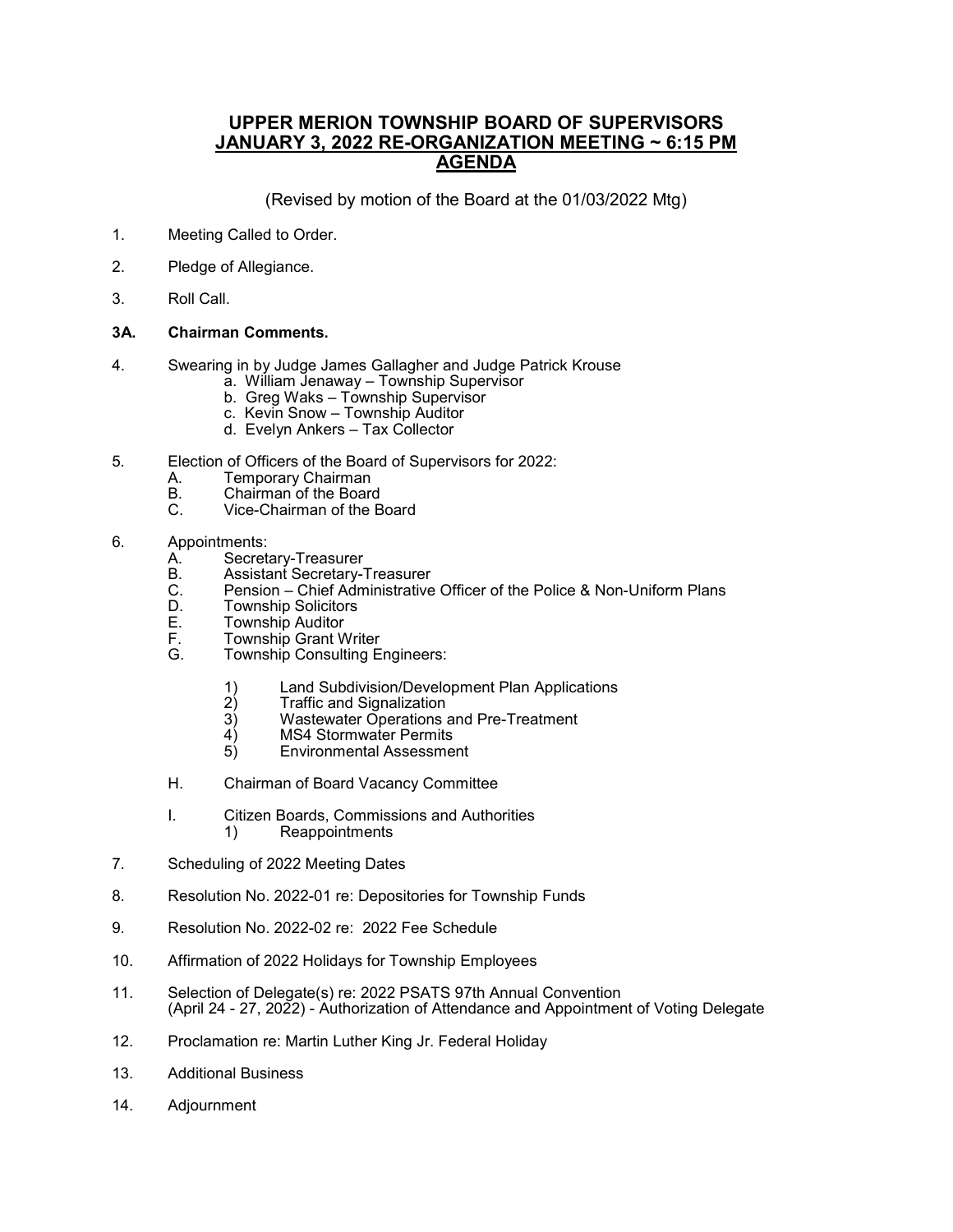# UPPER MERION TOWNSHIP BOARD OF SUPERVISORS
## JANUARY 3, 2022 RE-ORGANIZATION MEETING ~ 6:15 PM
## AGENDA

(Revised by motion of the Board at the 01/03/2022 Mtg)

1. Meeting Called to Order.

2. Pledge of Allegiance.

3. Roll Call.

**3A. Chairman Comments.**

4. Swearing in by Judge James Gallagher and Judge Patrick Krouse
   a. William Jenaway – Township Supervisor
   b. Greg Waks – Township Supervisor
   c. Kevin Snow – Township Auditor
   d. Evelyn Ankers – Tax Collector

5. Election of Officers of the Board of Supervisors for 2022:
   A. Temporary Chairman
   B. Chairman of the Board
   C. Vice-Chairman of the Board

6. Appointments:
   A. Secretary-Treasurer
   B. Assistant Secretary-Treasurer
   C. Pension – Chief Administrative Officer of the Police & Non-Uniform Plans
   D. Township Solicitors
   E. Township Auditor
   F. Township Grant Writer
   G. Township Consulting Engineers:
      1) Land Subdivision/Development Plan Applications
      2) Traffic and Signalization
      3) Wastewater Operations and Pre-Treatment
      4) MS4 Stormwater Permits
      5) Environmental Assessment

   H. Chairman of Board Vacancy Committee

   I. Citizen Boards, Commissions and Authorities
      1) Reappointments

7. Scheduling of 2022 Meeting Dates

8. Resolution No. 2022-01 re: Depositories for Township Funds

9. Resolution No. 2022-02 re: 2022 Fee Schedule

10. Affirmation of 2022 Holidays for Township Employees

11. Selection of Delegate(s) re: 2022 PSATS 97th Annual Convention (April 24 - 27, 2022) - Authorization of Attendance and Appointment of Voting Delegate

12. Proclamation re: Martin Luther King Jr. Federal Holiday

13. Additional Business

14. Adjournment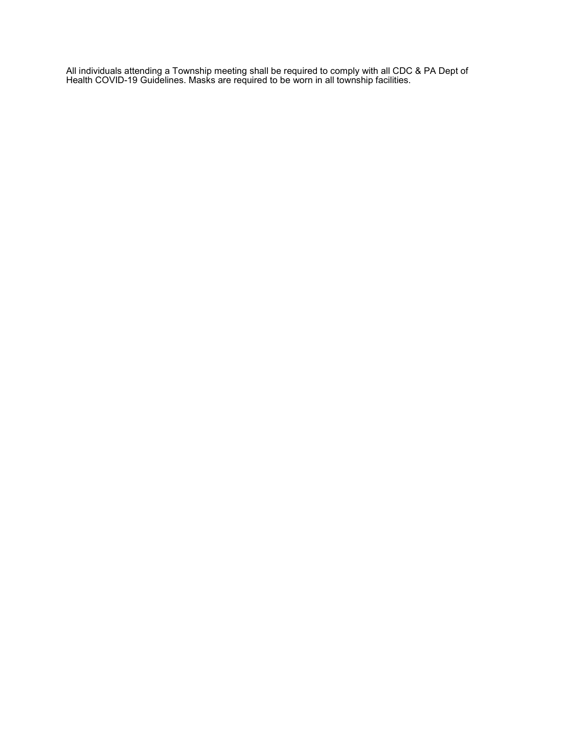All individuals attending a Township meeting shall be required to comply with all CDC & PA Dept of Health COVID-19 Guidelines. Masks are required to be worn in all township facilities.